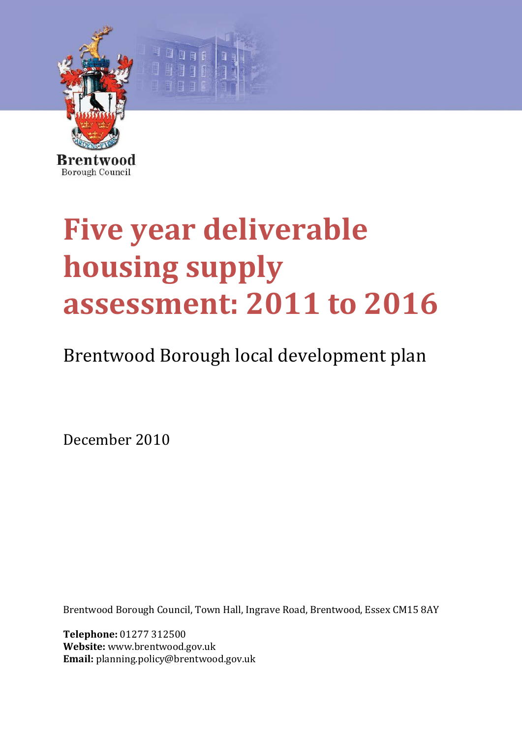Brentwood
Borough Council

# Five year deliverable housing supply assessment: 2011 to 2016

## Brentwood Borough local development plan

December 2010

Brentwood Borough Council, Town Hall, Ingrave Road, Brentwood, Essex CM15 8AY

**Telephone:** 01277 312500
**Website:** www.brentwood.gov.uk
**Email:** planning.policy@brentwood.gov.uk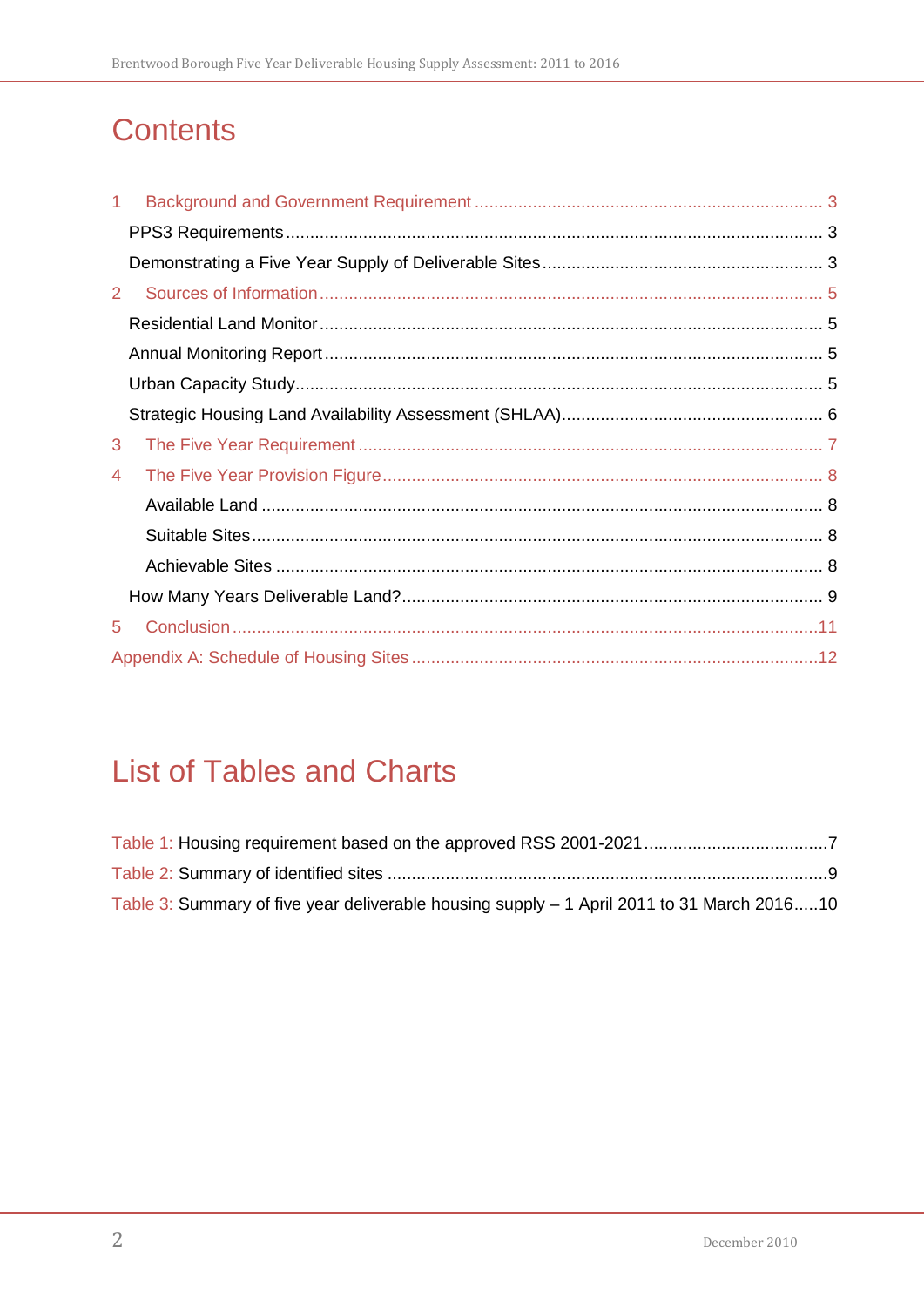# Contents

1 Background and Government Requirement ........................................................................ 3

PPS3 Requirements ................................................................................................................ 3

Demonstrating a Five Year Supply of Deliverable Sites ......................................................... 3

2 Sources of Information ........................................................................................................ 5

Residential Land Monitor ........................................................................................................ 5

Annual Monitoring Report ....................................................................................................... 5

Urban Capacity Study ............................................................................................................. 5

Strategic Housing Land Availability Assessment (SHLAA) ...................................................... 6

3 The Five Year Requirement ................................................................................................. 7

4 The Five Year Provision Figure ............................................................................................ 8

Available Land ................................................................................................................... 8

Suitable Sites ..................................................................................................................... 8

Achievable Sites ................................................................................................................ 8

How Many Years Deliverable Land? ....................................................................................... 9

5 Conclusion ......................................................................................................................... 11

Appendix A: Schedule of Housing Sites .................................................................................... 12

# List of Tables and Charts

Table 1: Housing requirement based on the approved RSS 2001-2021 ......................................7

Table 2: Summary of identified sites ...........................................................................................9

Table 3: Summary of five year deliverable housing supply – 1 April 2011 to 31 March 2016 .....10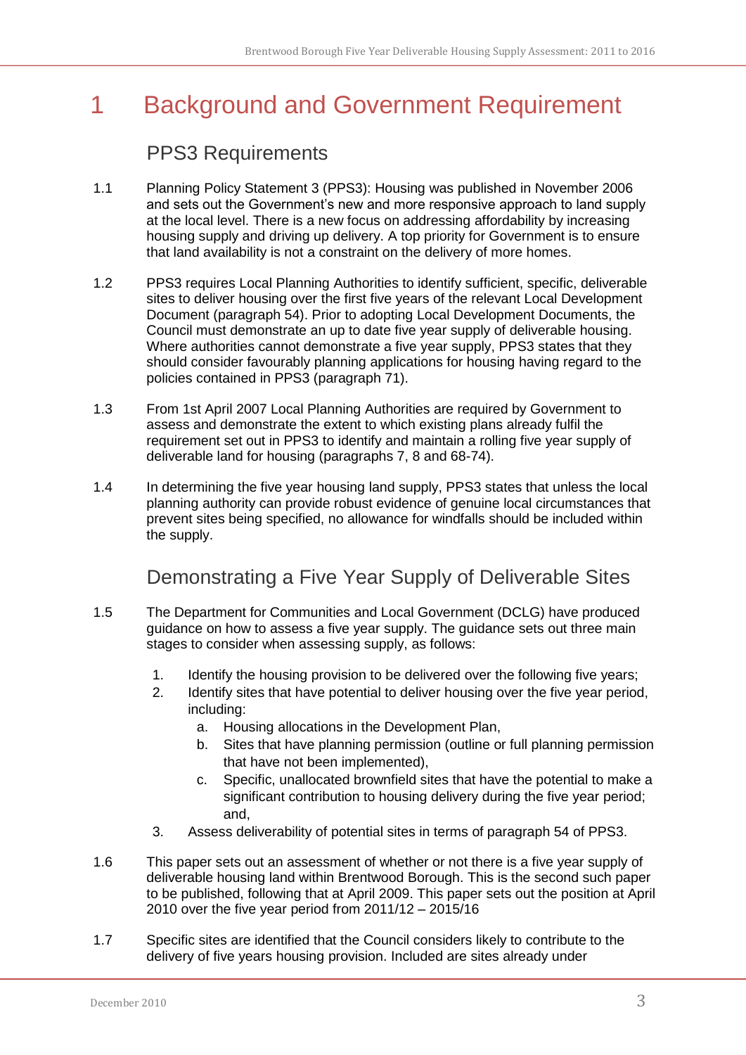# 1 Background and Government Requirement

## PPS3 Requirements

1.1 Planning Policy Statement 3 (PPS3): Housing was published in November 2006 and sets out the Government's new and more responsive approach to land supply at the local level. There is a new focus on addressing affordability by increasing housing supply and driving up delivery. A top priority for Government is to ensure that land availability is not a constraint on the delivery of more homes.

1.2 PPS3 requires Local Planning Authorities to identify sufficient, specific, deliverable sites to deliver housing over the first five years of the relevant Local Development Document (paragraph 54). Prior to adopting Local Development Documents, the Council must demonstrate an up to date five year supply of deliverable housing. Where authorities cannot demonstrate a five year supply, PPS3 states that they should consider favourably planning applications for housing having regard to the policies contained in PPS3 (paragraph 71).

1.3 From 1st April 2007 Local Planning Authorities are required by Government to assess and demonstrate the extent to which existing plans already fulfil the requirement set out in PPS3 to identify and maintain a rolling five year supply of deliverable land for housing (paragraphs 7, 8 and 68-74).

1.4 In determining the five year housing land supply, PPS3 states that unless the local planning authority can provide robust evidence of genuine local circumstances that prevent sites being specified, no allowance for windfalls should be included within the supply.

## Demonstrating a Five Year Supply of Deliverable Sites

1.5 The Department for Communities and Local Government (DCLG) have produced guidance on how to assess a five year supply. The guidance sets out three main stages to consider when assessing supply, as follows:

1. Identify the housing provision to be delivered over the following five years;
2. Identify sites that have potential to deliver housing over the five year period, including:
   a. Housing allocations in the Development Plan,
   b. Sites that have planning permission (outline or full planning permission that have not been implemented),
   c. Specific, unallocated brownfield sites that have the potential to make a significant contribution to housing delivery during the five year period; and,
3. Assess deliverability of potential sites in terms of paragraph 54 of PPS3.

1.6 This paper sets out an assessment of whether or not there is a five year supply of deliverable housing land within Brentwood Borough. This is the second such paper to be published, following that at April 2009. This paper sets out the position at April 2010 over the five year period from 2011/12 – 2015/16

1.7 Specific sites are identified that the Council considers likely to contribute to the delivery of five years housing provision. Included are sites already under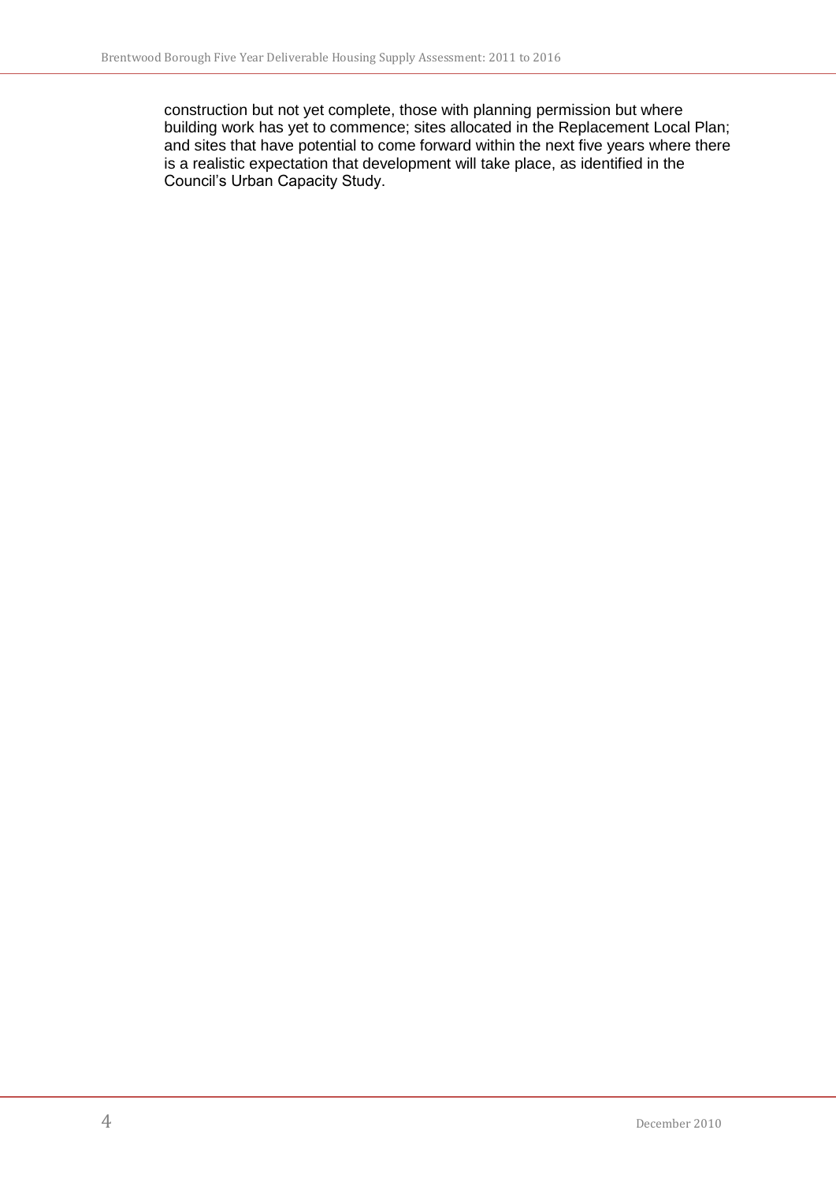construction but not yet complete, those with planning permission but where building work has yet to commence; sites allocated in the Replacement Local Plan; and sites that have potential to come forward within the next five years where there is a realistic expectation that development will take place, as identified in the Council's Urban Capacity Study.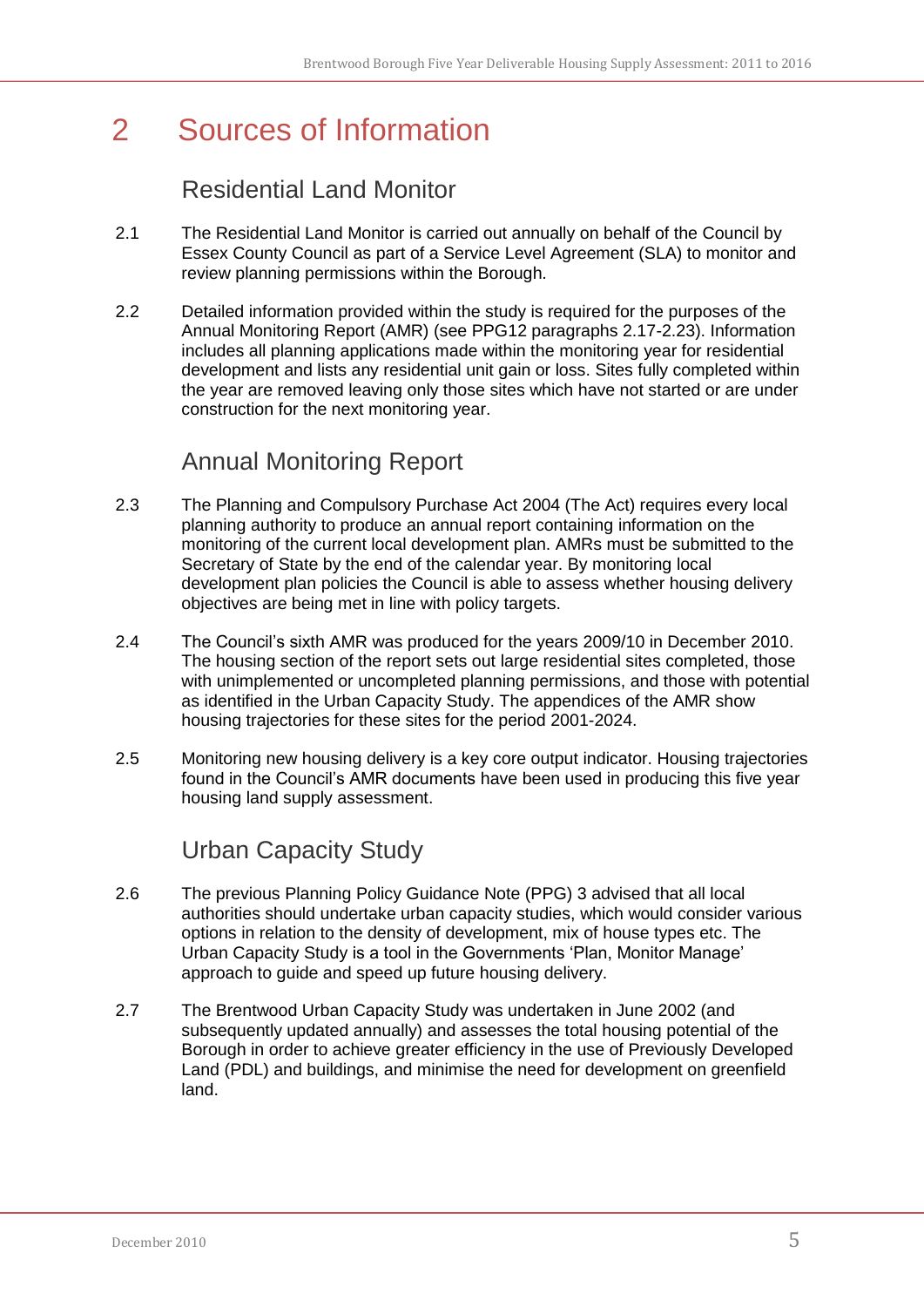# 2 Sources of Information

## Residential Land Monitor

2.1 The Residential Land Monitor is carried out annually on behalf of the Council by Essex County Council as part of a Service Level Agreement (SLA) to monitor and review planning permissions within the Borough.

2.2 Detailed information provided within the study is required for the purposes of the Annual Monitoring Report (AMR) (see PPG12 paragraphs 2.17-2.23). Information includes all planning applications made within the monitoring year for residential development and lists any residential unit gain or loss. Sites fully completed within the year are removed leaving only those sites which have not started or are under construction for the next monitoring year.

## Annual Monitoring Report

2.3 The Planning and Compulsory Purchase Act 2004 (The Act) requires every local planning authority to produce an annual report containing information on the monitoring of the current local development plan. AMRs must be submitted to the Secretary of State by the end of the calendar year. By monitoring local development plan policies the Council is able to assess whether housing delivery objectives are being met in line with policy targets.

2.4 The Council's sixth AMR was produced for the years 2009/10 in December 2010. The housing section of the report sets out large residential sites completed, those with unimplemented or uncompleted planning permissions, and those with potential as identified in the Urban Capacity Study. The appendices of the AMR show housing trajectories for these sites for the period 2001-2024.

2.5 Monitoring new housing delivery is a key core output indicator. Housing trajectories found in the Council's AMR documents have been used in producing this five year housing land supply assessment.

## Urban Capacity Study

2.6 The previous Planning Policy Guidance Note (PPG) 3 advised that all local authorities should undertake urban capacity studies, which would consider various options in relation to the density of development, mix of house types etc. The Urban Capacity Study is a tool in the Governments 'Plan, Monitor Manage' approach to guide and speed up future housing delivery.

2.7 The Brentwood Urban Capacity Study was undertaken in June 2002 (and subsequently updated annually) and assesses the total housing potential of the Borough in order to achieve greater efficiency in the use of Previously Developed Land (PDL) and buildings, and minimise the need for development on greenfield land.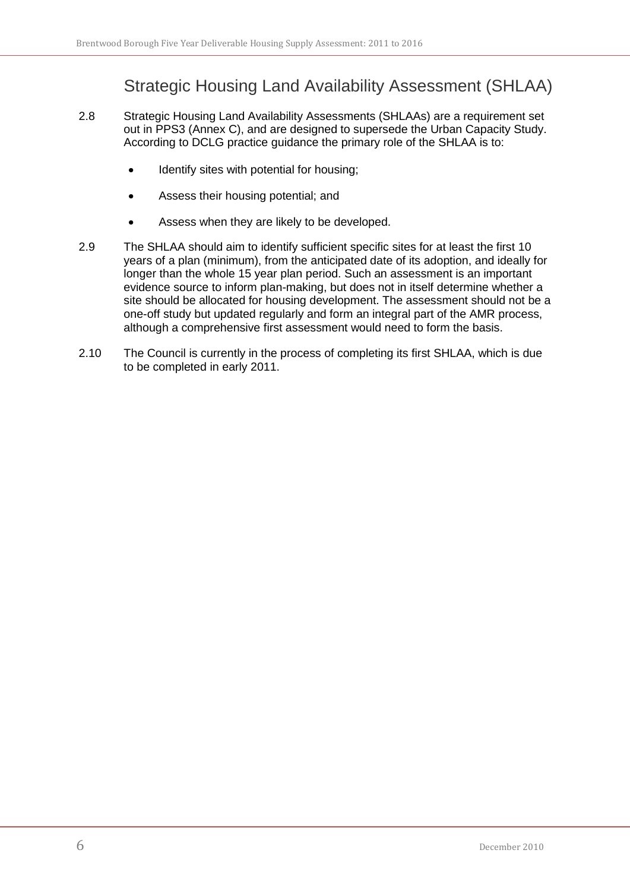## Strategic Housing Land Availability Assessment (SHLAA)

2.8 Strategic Housing Land Availability Assessments (SHLAAs) are a requirement set out in PPS3 (Annex C), and are designed to supersede the Urban Capacity Study. According to DCLG practice guidance the primary role of the SHLAA is to:

- Identify sites with potential for housing;
- Assess their housing potential; and
- Assess when they are likely to be developed.

2.9 The SHLAA should aim to identify sufficient specific sites for at least the first 10 years of a plan (minimum), from the anticipated date of its adoption, and ideally for longer than the whole 15 year plan period. Such an assessment is an important evidence source to inform plan-making, but does not in itself determine whether a site should be allocated for housing development. The assessment should not be a one-off study but updated regularly and form an integral part of the AMR process, although a comprehensive first assessment would need to form the basis.

2.10 The Council is currently in the process of completing its first SHLAA, which is due to be completed in early 2011.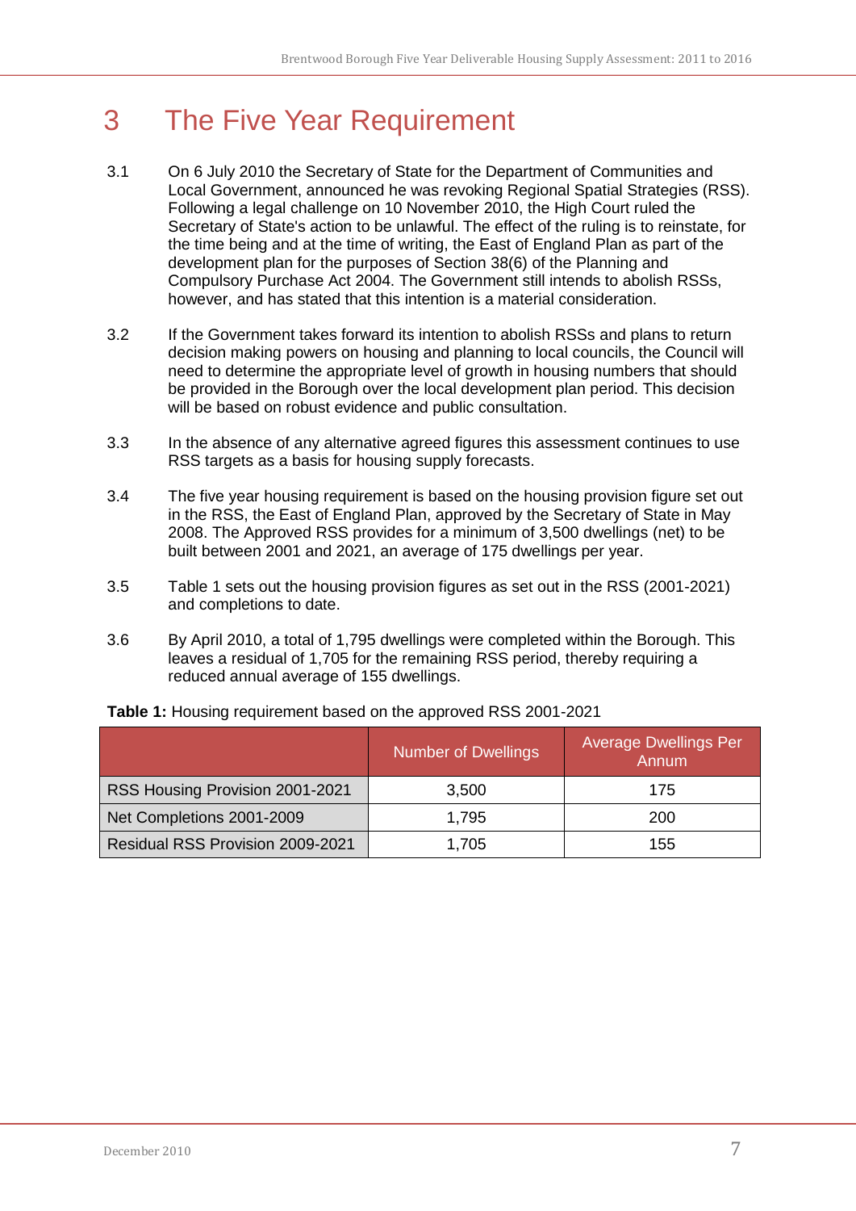# 3 The Five Year Requirement

3.1 On 6 July 2010 the Secretary of State for the Department of Communities and Local Government, announced he was revoking Regional Spatial Strategies (RSS). Following a legal challenge on 10 November 2010, the High Court ruled the Secretary of State's action to be unlawful. The effect of the ruling is to reinstate, for the time being and at the time of writing, the East of England Plan as part of the development plan for the purposes of Section 38(6) of the Planning and Compulsory Purchase Act 2004. The Government still intends to abolish RSSs, however, and has stated that this intention is a material consideration.

3.2 If the Government takes forward its intention to abolish RSSs and plans to return decision making powers on housing and planning to local councils, the Council will need to determine the appropriate level of growth in housing numbers that should be provided in the Borough over the local development plan period. This decision will be based on robust evidence and public consultation.

3.3 In the absence of any alternative agreed figures this assessment continues to use RSS targets as a basis for housing supply forecasts.

3.4 The five year housing requirement is based on the housing provision figure set out in the RSS, the East of England Plan, approved by the Secretary of State in May 2008. The Approved RSS provides for a minimum of 3,500 dwellings (net) to be built between 2001 and 2021, an average of 175 dwellings per year.

3.5 Table 1 sets out the housing provision figures as set out in the RSS (2001-2021) and completions to date.

3.6 By April 2010, a total of 1,795 dwellings were completed within the Borough. This leaves a residual of 1,705 for the remaining RSS period, thereby requiring a reduced annual average of 155 dwellings.

**Table 1:** Housing requirement based on the approved RSS 2001-2021

| | Number of Dwellings | Average Dwellings Per Annum |
|---|---|---|
| RSS Housing Provision 2001-2021 | 3,500 | 175 |
| Net Completions 2001-2009 | 1,795 | 200 |
| Residual RSS Provision 2009-2021 | 1,705 | 155 |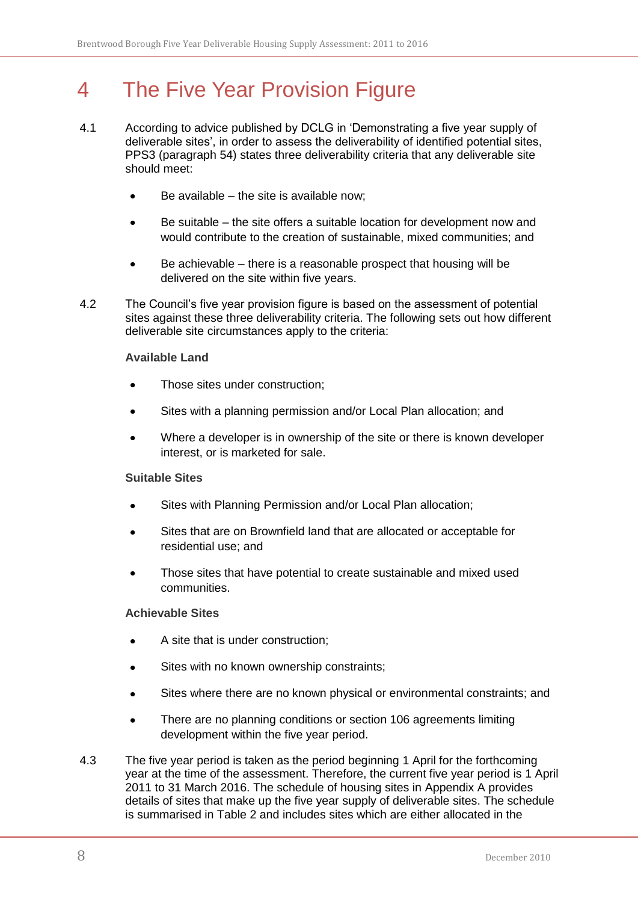# 4 The Five Year Provision Figure

4.1 According to advice published by DCLG in 'Demonstrating a five year supply of deliverable sites', in order to assess the deliverability of identified potential sites, PPS3 (paragraph 54) states three deliverability criteria that any deliverable site should meet:

- Be available – the site is available now;
- Be suitable – the site offers a suitable location for development now and would contribute to the creation of sustainable, mixed communities; and
- Be achievable – there is a reasonable prospect that housing will be delivered on the site within five years.

4.2 The Council's five year provision figure is based on the assessment of potential sites against these three deliverability criteria. The following sets out how different deliverable site circumstances apply to the criteria:

**Available Land**

- Those sites under construction;
- Sites with a planning permission and/or Local Plan allocation; and
- Where a developer is in ownership of the site or there is known developer interest, or is marketed for sale.

**Suitable Sites**

- Sites with Planning Permission and/or Local Plan allocation;
- Sites that are on Brownfield land that are allocated or acceptable for residential use; and
- Those sites that have potential to create sustainable and mixed used communities.

**Achievable Sites**

- A site that is under construction;
- Sites with no known ownership constraints;
- Sites where there are no known physical or environmental constraints; and
- There are no planning conditions or section 106 agreements limiting development within the five year period.

4.3 The five year period is taken as the period beginning 1 April for the forthcoming year at the time of the assessment. Therefore, the current five year period is 1 April 2011 to 31 March 2016. The schedule of housing sites in Appendix A provides details of sites that make up the five year supply of deliverable sites. The schedule is summarised in Table 2 and includes sites which are either allocated in the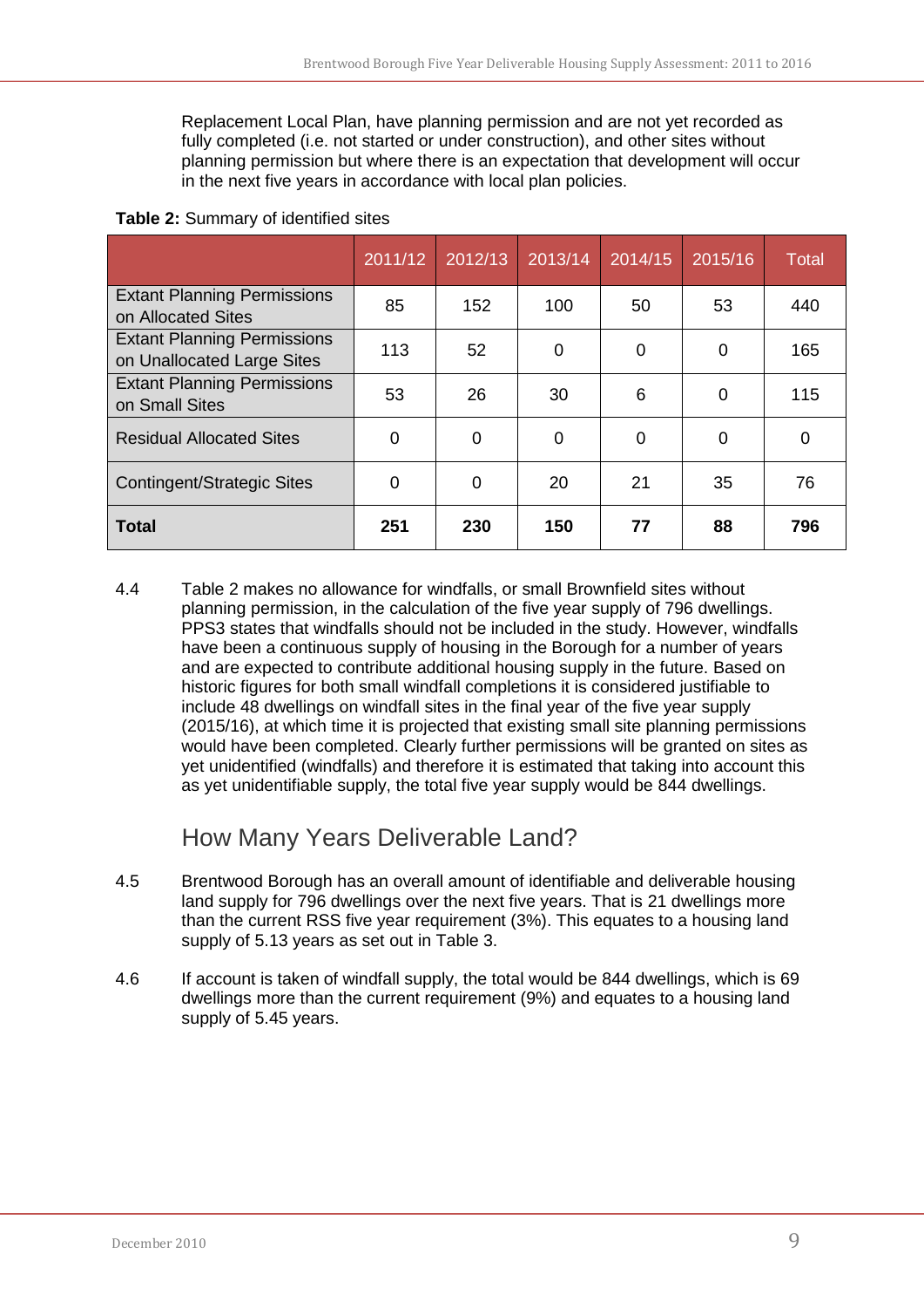Replacement Local Plan, have planning permission and are not yet recorded as fully completed (i.e. not started or under construction), and other sites without planning permission but where there is an expectation that development will occur in the next five years in accordance with local plan policies.

**Table 2:** Summary of identified sites

| | 2011/12 | 2012/13 | 2013/14 | 2014/15 | 2015/16 | Total |
|---|---|---|---|---|---|---|
| Extant Planning Permissions on Allocated Sites | 85 | 152 | 100 | 50 | 53 | 440 |
| Extant Planning Permissions on Unallocated Large Sites | 113 | 52 | 0 | 0 | 0 | 165 |
| Extant Planning Permissions on Small Sites | 53 | 26 | 30 | 6 | 0 | 115 |
| Residual Allocated Sites | 0 | 0 | 0 | 0 | 0 | 0 |
| Contingent/Strategic Sites | 0 | 0 | 20 | 21 | 35 | 76 |
| **Total** | **251** | **230** | **150** | **77** | **88** | **796** |

4.4 Table 2 makes no allowance for windfalls, or small Brownfield sites without planning permission, in the calculation of the five year supply of 796 dwellings. PPS3 states that windfalls should not be included in the study. However, windfalls have been a continuous supply of housing in the Borough for a number of years and are expected to contribute additional housing supply in the future. Based on historic figures for both small windfall completions it is considered justifiable to include 48 dwellings on windfall sites in the final year of the five year supply (2015/16), at which time it is projected that existing small site planning permissions would have been completed. Clearly further permissions will be granted on sites as yet unidentified (windfalls) and therefore it is estimated that taking into account this as yet unidentifiable supply, the total five year supply would be 844 dwellings.

## How Many Years Deliverable Land?

4.5 Brentwood Borough has an overall amount of identifiable and deliverable housing land supply for 796 dwellings over the next five years. That is 21 dwellings more than the current RSS five year requirement (3%). This equates to a housing land supply of 5.13 years as set out in Table 3.

4.6 If account is taken of windfall supply, the total would be 844 dwellings, which is 69 dwellings more than the current requirement (9%) and equates to a housing land supply of 5.45 years.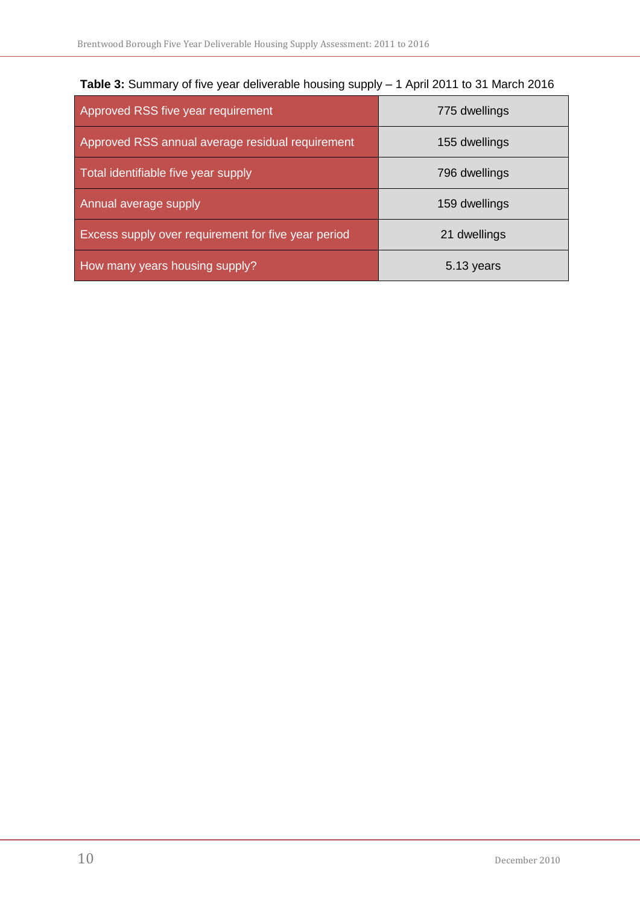**Table 3:** Summary of five year deliverable housing supply – 1 April 2011 to 31 March 2016

| | |
|---|---|
| Approved RSS five year requirement | 775 dwellings |
| Approved RSS annual average residual requirement | 155 dwellings |
| Total identifiable five year supply | 796 dwellings |
| Annual average supply | 159 dwellings |
| Excess supply over requirement for five year period | 21 dwellings |
| How many years housing supply? | 5.13 years |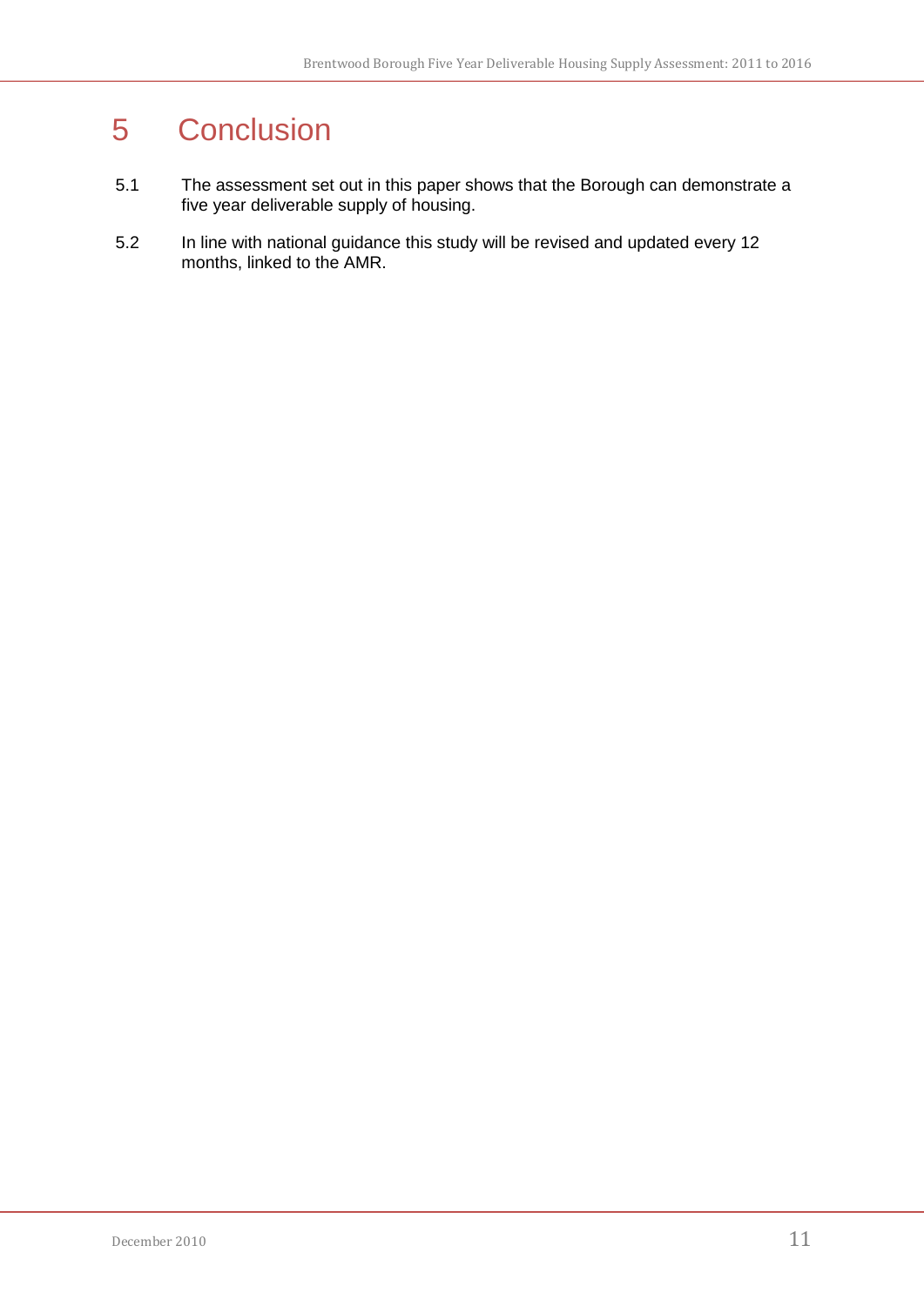# 5 Conclusion

5.1 The assessment set out in this paper shows that the Borough can demonstrate a five year deliverable supply of housing.

5.2 In line with national guidance this study will be revised and updated every 12 months, linked to the AMR.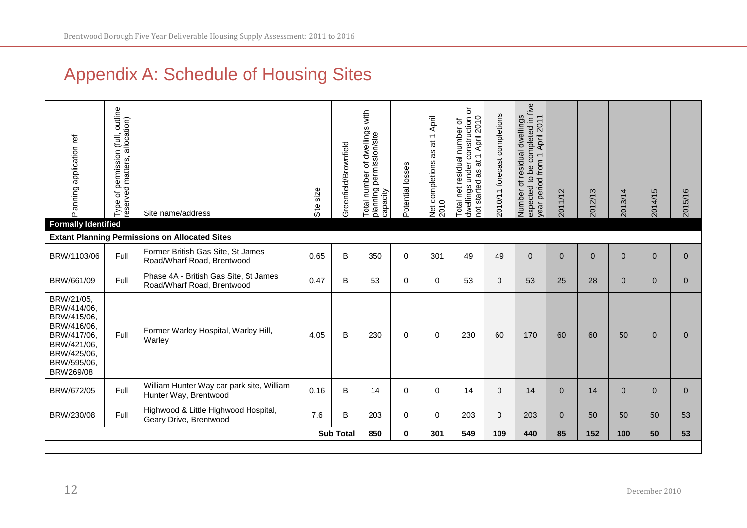# Appendix A: Schedule of Housing Sites

| Planning application ref | Type of permission (full, outline, reserved matters, allocation) | Site name/address | Site size | Greenfield/Brownfield | Total number of dwellings with planning permission/site capacity | Potential losses | Net completions as at 1 April 2010 | Total net residual number of dwellings under construction or not started as at 1 April 2010 | 2010/11 forecast completions | Number of residual dwellings expected to be completed in five year period from 1 April 2011 | 2011/12 | 2012/13 | 2013/14 | 2014/15 | 2015/16 |
|---|---|---|---|---|---|---|---|---|---|---|---|---|---|---|---|
| **Formally Identified** | | | | | | | | | | | | | | | |
| **Extant Planning Permissions on Allocated Sites** | | | | | | | | | | | | | | | |
| BRW/1103/06 | Full | Former British Gas Site, St James Road/Wharf Road, Brentwood | 0.65 | B | 350 | 0 | 301 | 49 | 49 | 0 | 0 | 0 | 0 | 0 | 0 |
| BRW/661/09 | Full | Phase 4A - British Gas Site, St James Road/Wharf Road, Brentwood | 0.47 | B | 53 | 0 | 0 | 53 | 0 | 53 | 25 | 28 | 0 | 0 | 0 |
| BRW/21/05, BRW/414/06, BRW/415/06, BRW/416/06, BRW/417/06, BRW/421/06, BRW/425/06, BRW/595/06, BRW269/08 | Full | Former Warley Hospital, Warley Hill, Warley | 4.05 | B | 230 | 0 | 0 | 230 | 60 | 170 | 60 | 60 | 50 | 0 | 0 |
| BRW/672/05 | Full | William Hunter Way car park site, William Hunter Way, Brentwood | 0.16 | B | 14 | 0 | 0 | 14 | 0 | 14 | 0 | 14 | 0 | 0 | 0 |
| BRW/230/08 | Full | Highwood & Little Highwood Hospital, Geary Drive, Brentwood | 7.6 | B | 203 | 0 | 0 | 203 | 0 | 203 | 0 | 50 | 50 | 50 | 53 |
| | | | | **Sub Total** | **850** | **0** | **301** | **549** | **109** | **440** | **85** | **152** | **100** | **50** | **53** |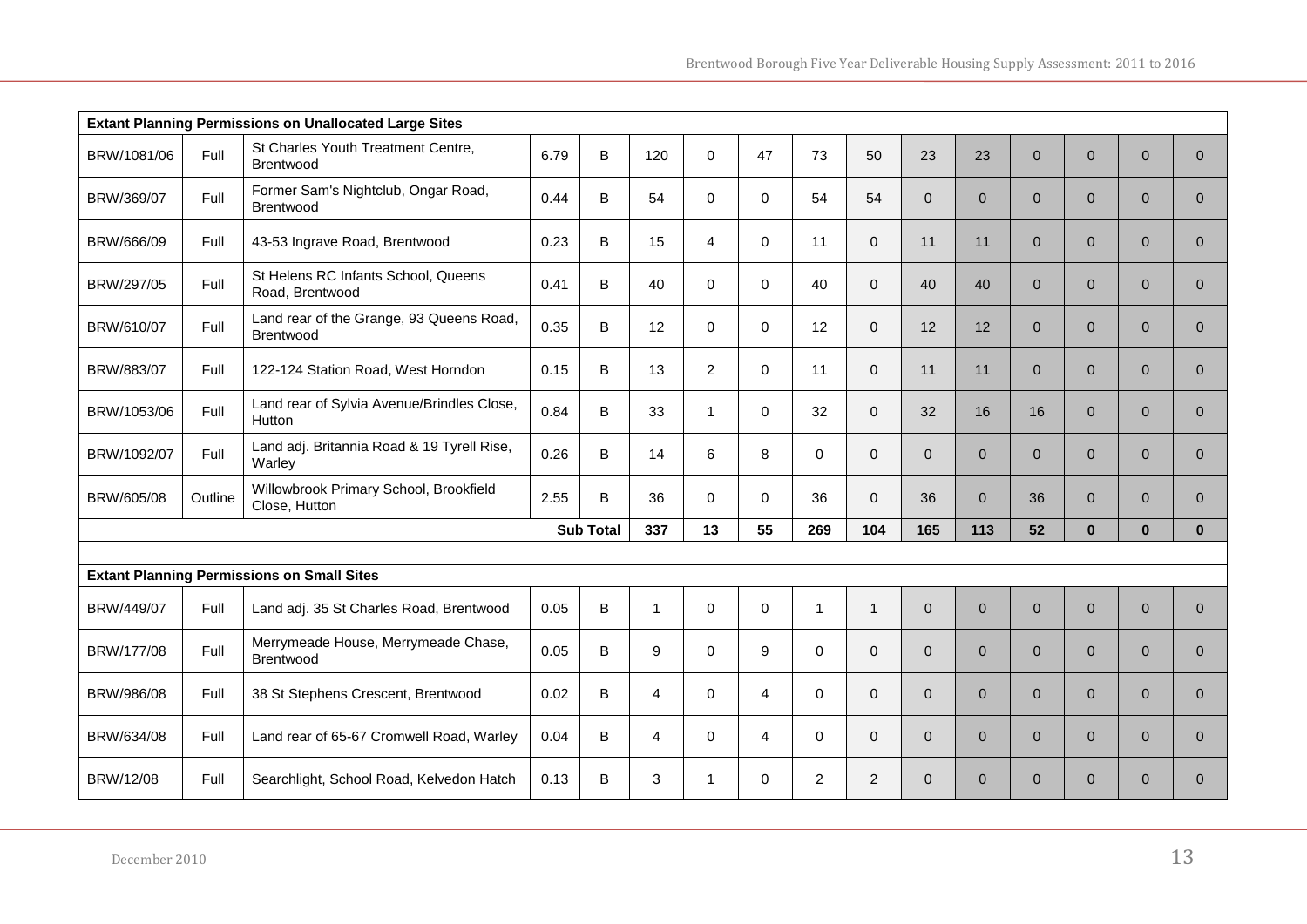| Extant Planning Permissions on Unallocated Large Sites | | | | | | | | | | | | | | | | |
|---|---|---|---|---|---|---|---|---|---|---|---|---|---|---|---|---|
| BRW/1081/06 | Full | St Charles Youth Treatment Centre, Brentwood | 6.79 | B | 120 | 0 | 47 | 73 | 50 | 23 | 23 | 0 | 0 | 0 | 0 |
| BRW/369/07 | Full | Former Sam's Nightclub, Ongar Road, Brentwood | 0.44 | B | 54 | 0 | 0 | 54 | 54 | 0 | 0 | 0 | 0 | 0 | 0 |
| BRW/666/09 | Full | 43-53 Ingrave Road, Brentwood | 0.23 | B | 15 | 4 | 0 | 11 | 0 | 11 | 11 | 0 | 0 | 0 | 0 |
| BRW/297/05 | Full | St Helens RC Infants School, Queens Road, Brentwood | 0.41 | B | 40 | 0 | 0 | 40 | 0 | 40 | 40 | 0 | 0 | 0 | 0 |
| BRW/610/07 | Full | Land rear of the Grange, 93 Queens Road, Brentwood | 0.35 | B | 12 | 0 | 0 | 12 | 0 | 12 | 12 | 0 | 0 | 0 | 0 |
| BRW/883/07 | Full | 122-124 Station Road, West Horndon | 0.15 | B | 13 | 2 | 0 | 11 | 0 | 11 | 11 | 0 | 0 | 0 | 0 |
| BRW/1053/06 | Full | Land rear of Sylvia Avenue/Brindles Close, Hutton | 0.84 | B | 33 | 1 | 0 | 32 | 0 | 32 | 16 | 16 | 0 | 0 | 0 |
| BRW/1092/07 | Full | Land adj. Britannia Road & 19 Tyrell Rise, Warley | 0.26 | B | 14 | 6 | 8 | 0 | 0 | 0 | 0 | 0 | 0 | 0 | 0 |
| BRW/605/08 | Outline | Willowbrook Primary School, Brookfield Close, Hutton | 2.55 | B | 36 | 0 | 0 | 36 | 0 | 36 | 0 | 36 | 0 | 0 | 0 |
| | | | **Sub Total** | | **337** | **13** | **55** | **269** | **104** | **165** | **113** | **52** | **0** | **0** | **0** |
| | | | | | | | | | | | | | | | |
| **Extant Planning Permissions on Small Sites** | | | | | | | | | | | | | | | |
| BRW/449/07 | Full | Land adj. 35 St Charles Road, Brentwood | 0.05 | B | 1 | 0 | 0 | 1 | 1 | 0 | 0 | 0 | 0 | 0 | 0 |
| BRW/177/08 | Full | Merrymeade House, Merrymeade Chase, Brentwood | 0.05 | B | 9 | 0 | 9 | 0 | 0 | 0 | 0 | 0 | 0 | 0 | 0 |
| BRW/986/08 | Full | 38 St Stephens Crescent, Brentwood | 0.02 | B | 4 | 0 | 4 | 0 | 0 | 0 | 0 | 0 | 0 | 0 | 0 |
| BRW/634/08 | Full | Land rear of 65-67 Cromwell Road, Warley | 0.04 | B | 4 | 0 | 4 | 0 | 0 | 0 | 0 | 0 | 0 | 0 | 0 |
| BRW/12/08 | Full | Searchlight, School Road, Kelvedon Hatch | 0.13 | B | 3 | 1 | 0 | 2 | 2 | 0 | 0 | 0 | 0 | 0 | 0 |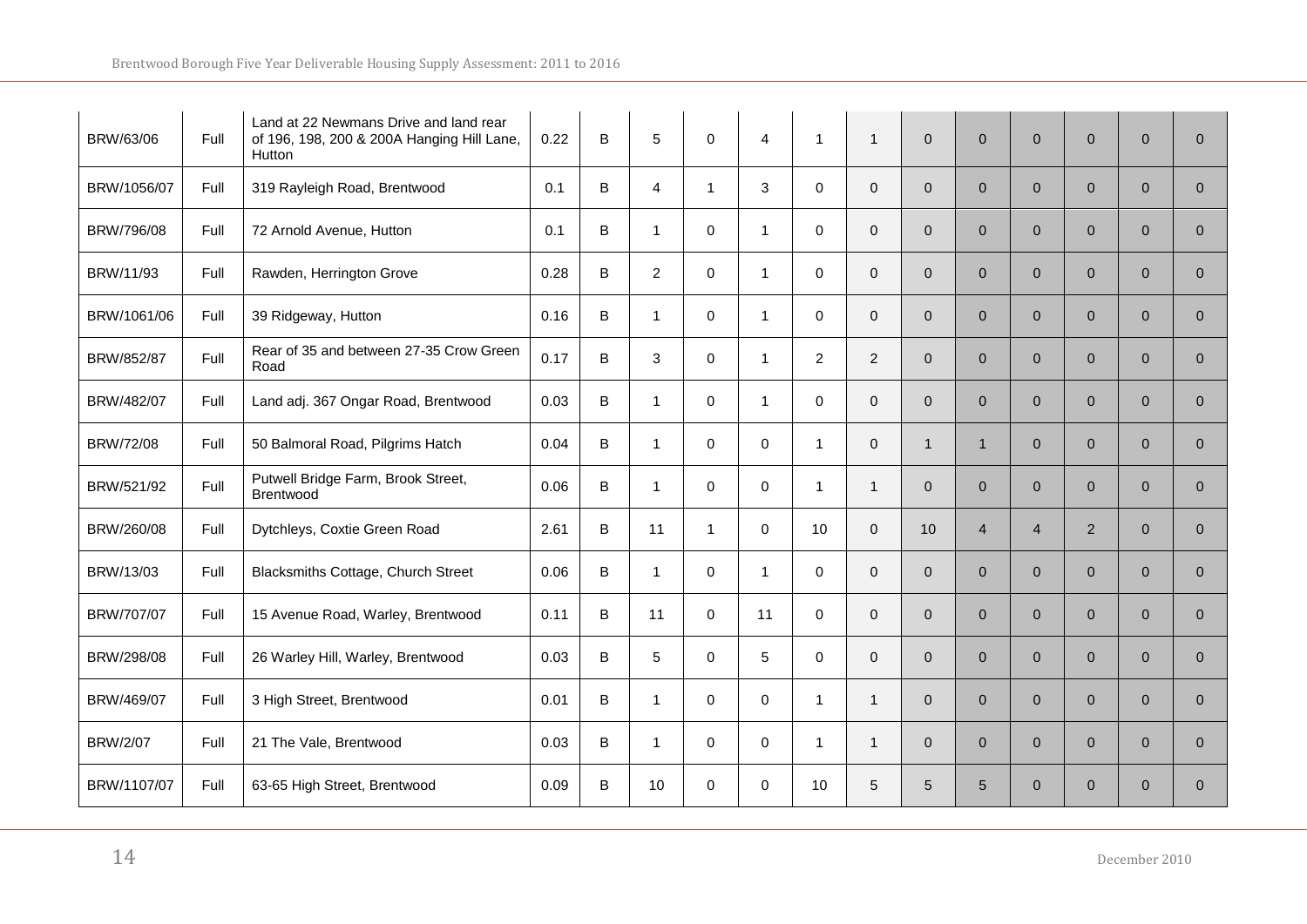|  |  |  |  |  |  |  |  |  |  |  |  |  |  |  |  |  |
|---|---|---|---|---|---|---|---|---|---|---|---|---|---|---|---|---|
| BRW/63/06 | Full | Land at 22 Newmans Drive and land rear of 196, 198, 200 & 200A Hanging Hill Lane, Hutton | 0.22 | B | 5 | 0 | 4 | 1 | 1 | 0 | 0 | 0 | 0 | 0 | 0 |
| BRW/1056/07 | Full | 319 Rayleigh Road, Brentwood | 0.1 | B | 4 | 1 | 3 | 0 | 0 | 0 | 0 | 0 | 0 | 0 | 0 |
| BRW/796/08 | Full | 72 Arnold Avenue, Hutton | 0.1 | B | 1 | 0 | 1 | 0 | 0 | 0 | 0 | 0 | 0 | 0 | 0 |
| BRW/11/93 | Full | Rawden, Herrington Grove | 0.28 | B | 2 | 0 | 1 | 0 | 0 | 0 | 0 | 0 | 0 | 0 | 0 |
| BRW/1061/06 | Full | 39 Ridgeway, Hutton | 0.16 | B | 1 | 0 | 1 | 0 | 0 | 0 | 0 | 0 | 0 | 0 | 0 |
| BRW/852/87 | Full | Rear of 35 and between 27-35 Crow Green Road | 0.17 | B | 3 | 0 | 1 | 2 | 2 | 0 | 0 | 0 | 0 | 0 | 0 |
| BRW/482/07 | Full | Land adj. 367 Ongar Road, Brentwood | 0.03 | B | 1 | 0 | 1 | 0 | 0 | 0 | 0 | 0 | 0 | 0 | 0 |
| BRW/72/08 | Full | 50 Balmoral Road, Pilgrims Hatch | 0.04 | B | 1 | 0 | 0 | 1 | 0 | 1 | 1 | 0 | 0 | 0 | 0 |
| BRW/521/92 | Full | Putwell Bridge Farm, Brook Street, Brentwood | 0.06 | B | 1 | 0 | 0 | 1 | 1 | 0 | 0 | 0 | 0 | 0 | 0 |
| BRW/260/08 | Full | Dytchleys, Coxtie Green Road | 2.61 | B | 11 | 1 | 0 | 10 | 0 | 10 | 4 | 4 | 2 | 0 | 0 |
| BRW/13/03 | Full | Blacksmiths Cottage, Church Street | 0.06 | B | 1 | 0 | 1 | 0 | 0 | 0 | 0 | 0 | 0 | 0 | 0 |
| BRW/707/07 | Full | 15 Avenue Road, Warley, Brentwood | 0.11 | B | 11 | 0 | 11 | 0 | 0 | 0 | 0 | 0 | 0 | 0 | 0 |
| BRW/298/08 | Full | 26 Warley Hill, Warley, Brentwood | 0.03 | B | 5 | 0 | 5 | 0 | 0 | 0 | 0 | 0 | 0 | 0 | 0 |
| BRW/469/07 | Full | 3 High Street, Brentwood | 0.01 | B | 1 | 0 | 0 | 1 | 1 | 0 | 0 | 0 | 0 | 0 | 0 |
| BRW/2/07 | Full | 21 The Vale, Brentwood | 0.03 | B | 1 | 0 | 0 | 1 | 1 | 0 | 0 | 0 | 0 | 0 | 0 |
| BRW/1107/07 | Full | 63-65 High Street, Brentwood | 0.09 | B | 10 | 0 | 0 | 10 | 5 | 5 | 5 | 0 | 0 | 0 | 0 |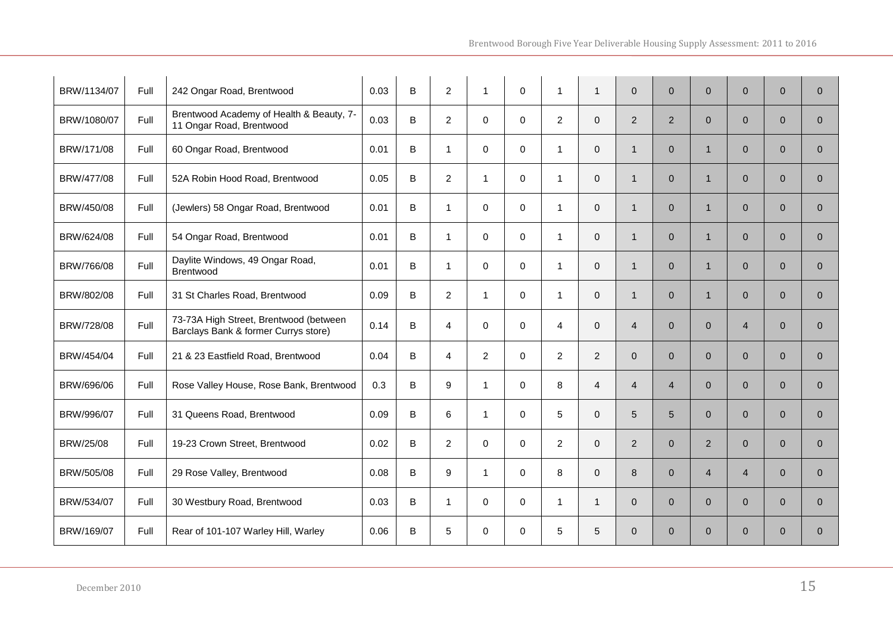| | | | | | | | | | | | | | | | | |
|---|---|---|---|---|---|---|---|---|---|---|---|---|---|---|---|---|
| BRW/1134/07 | Full | 242 Ongar Road, Brentwood | 0.03 | B | 2 | 1 | 0 | 1 | 1 | 0 | 0 | 0 | 0 | 0 | 0 |
| BRW/1080/07 | Full | Brentwood Academy of Health & Beauty, 7-11 Ongar Road, Brentwood | 0.03 | B | 2 | 0 | 0 | 2 | 0 | 2 | 2 | 0 | 0 | 0 | 0 |
| BRW/171/08 | Full | 60 Ongar Road, Brentwood | 0.01 | B | 1 | 0 | 0 | 1 | 0 | 1 | 0 | 1 | 0 | 0 | 0 |
| BRW/477/08 | Full | 52A Robin Hood Road, Brentwood | 0.05 | B | 2 | 1 | 0 | 1 | 0 | 1 | 0 | 1 | 0 | 0 | 0 |
| BRW/450/08 | Full | (Jewlers) 58 Ongar Road, Brentwood | 0.01 | B | 1 | 0 | 0 | 1 | 0 | 1 | 0 | 1 | 0 | 0 | 0 |
| BRW/624/08 | Full | 54 Ongar Road, Brentwood | 0.01 | B | 1 | 0 | 0 | 1 | 0 | 1 | 0 | 1 | 0 | 0 | 0 |
| BRW/766/08 | Full | Daylite Windows, 49 Ongar Road, Brentwood | 0.01 | B | 1 | 0 | 0 | 1 | 0 | 1 | 0 | 1 | 0 | 0 | 0 |
| BRW/802/08 | Full | 31 St Charles Road, Brentwood | 0.09 | B | 2 | 1 | 0 | 1 | 0 | 1 | 0 | 1 | 0 | 0 | 0 |
| BRW/728/08 | Full | 73-73A High Street, Brentwood (between Barclays Bank & former Currys store) | 0.14 | B | 4 | 0 | 0 | 4 | 0 | 4 | 0 | 0 | 4 | 0 | 0 |
| BRW/454/04 | Full | 21 & 23 Eastfield Road, Brentwood | 0.04 | B | 4 | 2 | 0 | 2 | 2 | 0 | 0 | 0 | 0 | 0 | 0 |
| BRW/696/06 | Full | Rose Valley House, Rose Bank, Brentwood | 0.3 | B | 9 | 1 | 0 | 8 | 4 | 4 | 4 | 0 | 0 | 0 | 0 |
| BRW/996/07 | Full | 31 Queens Road, Brentwood | 0.09 | B | 6 | 1 | 0 | 5 | 0 | 5 | 5 | 0 | 0 | 0 | 0 |
| BRW/25/08 | Full | 19-23 Crown Street, Brentwood | 0.02 | B | 2 | 0 | 0 | 2 | 0 | 2 | 0 | 2 | 0 | 0 | 0 |
| BRW/505/08 | Full | 29 Rose Valley, Brentwood | 0.08 | B | 9 | 1 | 0 | 8 | 0 | 8 | 0 | 4 | 4 | 0 | 0 |
| BRW/534/07 | Full | 30 Westbury Road, Brentwood | 0.03 | B | 1 | 0 | 0 | 1 | 1 | 0 | 0 | 0 | 0 | 0 | 0 |
| BRW/169/07 | Full | Rear of 101-107 Warley Hill, Warley | 0.06 | B | 5 | 0 | 0 | 5 | 5 | 0 | 0 | 0 | 0 | 0 | 0 |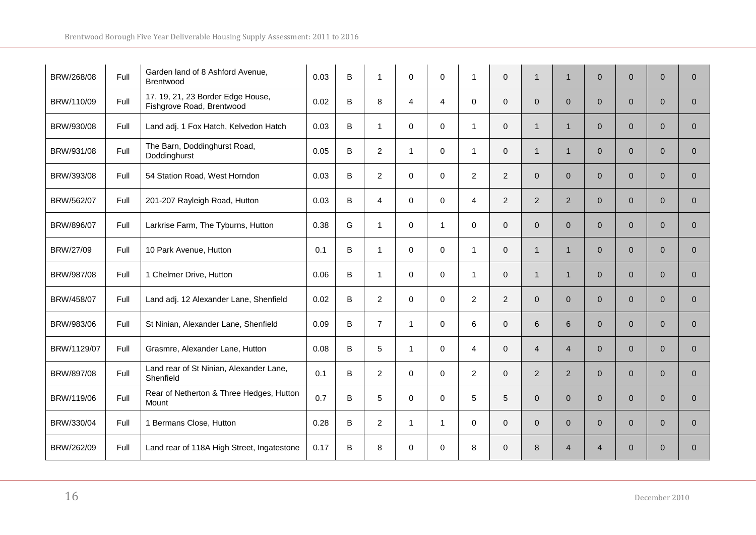| | | | | | | | | | | | | | | | |
|---|---|---|---|---|---|---|---|---|---|---|---|---|---|---|---|
| BRW/268/08 | Full | Garden land of 8 Ashford Avenue, Brentwood | 0.03 | B | 1 | 0 | 0 | 1 | 0 | 1 | 1 | 0 | 0 | 0 | 0 |
| BRW/110/09 | Full | 17, 19, 21, 23 Border Edge House, Fishgrove Road, Brentwood | 0.02 | B | 8 | 4 | 4 | 0 | 0 | 0 | 0 | 0 | 0 | 0 | 0 |
| BRW/930/08 | Full | Land adj. 1 Fox Hatch, Kelvedon Hatch | 0.03 | B | 1 | 0 | 0 | 1 | 0 | 1 | 1 | 0 | 0 | 0 | 0 |
| BRW/931/08 | Full | The Barn, Doddinghurst Road, Doddinghurst | 0.05 | B | 2 | 1 | 0 | 1 | 0 | 1 | 1 | 0 | 0 | 0 | 0 |
| BRW/393/08 | Full | 54 Station Road, West Horndon | 0.03 | B | 2 | 0 | 0 | 2 | 2 | 0 | 0 | 0 | 0 | 0 | 0 |
| BRW/562/07 | Full | 201-207 Rayleigh Road, Hutton | 0.03 | B | 4 | 0 | 0 | 4 | 2 | 2 | 2 | 0 | 0 | 0 | 0 |
| BRW/896/07 | Full | Larkrise Farm, The Tyburns, Hutton | 0.38 | G | 1 | 0 | 1 | 0 | 0 | 0 | 0 | 0 | 0 | 0 | 0 |
| BRW/27/09 | Full | 10 Park Avenue, Hutton | 0.1 | B | 1 | 0 | 0 | 1 | 0 | 1 | 1 | 0 | 0 | 0 | 0 |
| BRW/987/08 | Full | 1 Chelmer Drive, Hutton | 0.06 | B | 1 | 0 | 0 | 1 | 0 | 1 | 1 | 0 | 0 | 0 | 0 |
| BRW/458/07 | Full | Land adj. 12 Alexander Lane, Shenfield | 0.02 | B | 2 | 0 | 0 | 2 | 2 | 0 | 0 | 0 | 0 | 0 | 0 |
| BRW/983/06 | Full | St Ninian, Alexander Lane, Shenfield | 0.09 | B | 7 | 1 | 0 | 6 | 0 | 6 | 6 | 0 | 0 | 0 | 0 |
| BRW/1129/07 | Full | Grasmre, Alexander Lane, Hutton | 0.08 | B | 5 | 1 | 0 | 4 | 0 | 4 | 4 | 0 | 0 | 0 | 0 |
| BRW/897/08 | Full | Land rear of St Ninian, Alexander Lane, Shenfield | 0.1 | B | 2 | 0 | 0 | 2 | 0 | 2 | 2 | 0 | 0 | 0 | 0 |
| BRW/119/06 | Full | Rear of Netherton & Three Hedges, Hutton Mount | 0.7 | B | 5 | 0 | 0 | 5 | 5 | 0 | 0 | 0 | 0 | 0 | 0 |
| BRW/330/04 | Full | 1 Bermans Close, Hutton | 0.28 | B | 2 | 1 | 1 | 0 | 0 | 0 | 0 | 0 | 0 | 0 | 0 |
| BRW/262/09 | Full | Land rear of 118A High Street, Ingatestone | 0.17 | B | 8 | 0 | 0 | 8 | 0 | 8 | 4 | 4 | 0 | 0 | 0 |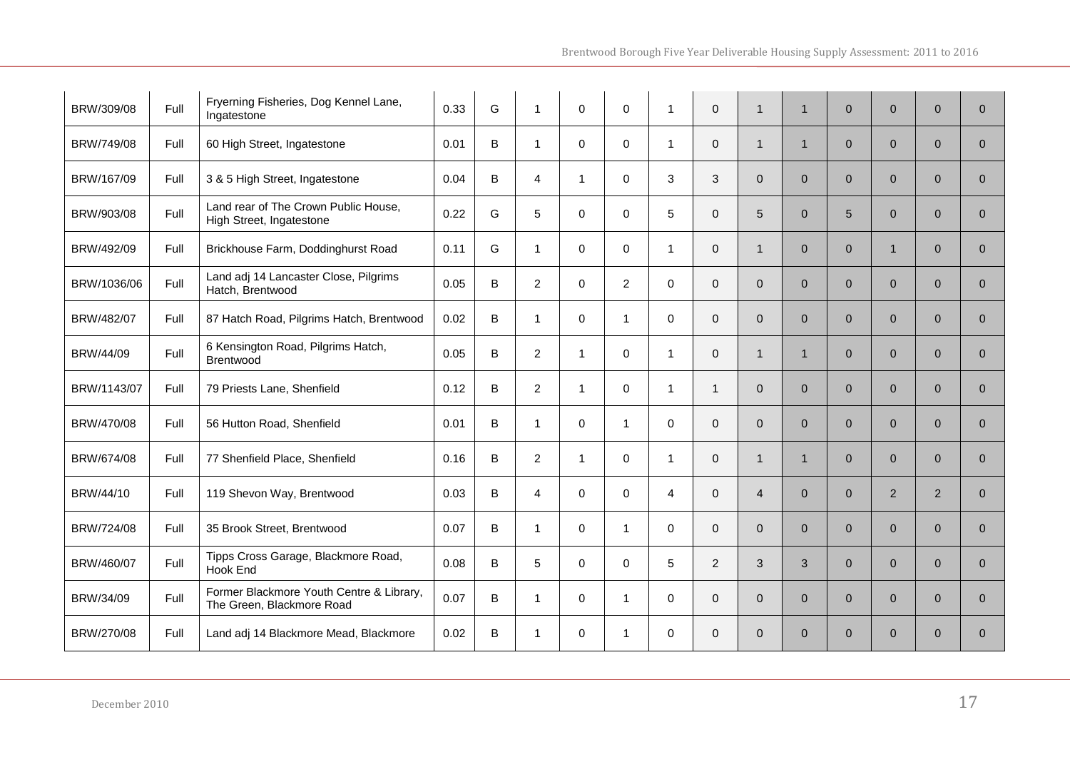| | | | | | | | | | | | | | | | | |
|---|---|---|---|---|---|---|---|---|---|---|---|---|---|---|---|---|
| BRW/309/08 | Full | Fryerning Fisheries, Dog Kennel Lane, Ingatestone | 0.33 | G | 1 | 0 | 0 | 1 | 0 | 1 | 1 | 0 | 0 | 0 | 0 |
| BRW/749/08 | Full | 60 High Street, Ingatestone | 0.01 | B | 1 | 0 | 0 | 1 | 0 | 1 | 1 | 0 | 0 | 0 | 0 |
| BRW/167/09 | Full | 3 & 5 High Street, Ingatestone | 0.04 | B | 4 | 1 | 0 | 3 | 3 | 0 | 0 | 0 | 0 | 0 | 0 |
| BRW/903/08 | Full | Land rear of The Crown Public House, High Street, Ingatestone | 0.22 | G | 5 | 0 | 0 | 5 | 0 | 5 | 0 | 5 | 0 | 0 | 0 |
| BRW/492/09 | Full | Brickhouse Farm, Doddinghurst Road | 0.11 | G | 1 | 0 | 0 | 1 | 0 | 1 | 0 | 0 | 1 | 0 | 0 |
| BRW/1036/06 | Full | Land adj 14 Lancaster Close, Pilgrims Hatch, Brentwood | 0.05 | B | 2 | 0 | 2 | 0 | 0 | 0 | 0 | 0 | 0 | 0 | 0 |
| BRW/482/07 | Full | 87 Hatch Road, Pilgrims Hatch, Brentwood | 0.02 | B | 1 | 0 | 1 | 0 | 0 | 0 | 0 | 0 | 0 | 0 | 0 |
| BRW/44/09 | Full | 6 Kensington Road, Pilgrims Hatch, Brentwood | 0.05 | B | 2 | 1 | 0 | 1 | 0 | 1 | 1 | 0 | 0 | 0 | 0 |
| BRW/1143/07 | Full | 79 Priests Lane, Shenfield | 0.12 | B | 2 | 1 | 0 | 1 | 1 | 0 | 0 | 0 | 0 | 0 | 0 |
| BRW/470/08 | Full | 56 Hutton Road, Shenfield | 0.01 | B | 1 | 0 | 1 | 0 | 0 | 0 | 0 | 0 | 0 | 0 | 0 |
| BRW/674/08 | Full | 77 Shenfield Place, Shenfield | 0.16 | B | 2 | 1 | 0 | 1 | 0 | 1 | 1 | 0 | 0 | 0 | 0 |
| BRW/44/10 | Full | 119 Shevon Way, Brentwood | 0.03 | B | 4 | 0 | 0 | 4 | 0 | 4 | 0 | 0 | 2 | 2 | 0 |
| BRW/724/08 | Full | 35 Brook Street, Brentwood | 0.07 | B | 1 | 0 | 1 | 0 | 0 | 0 | 0 | 0 | 0 | 0 | 0 |
| BRW/460/07 | Full | Tipps Cross Garage, Blackmore Road, Hook End | 0.08 | B | 5 | 0 | 0 | 5 | 2 | 3 | 3 | 0 | 0 | 0 | 0 |
| BRW/34/09 | Full | Former Blackmore Youth Centre & Library, The Green, Blackmore Road | 0.07 | B | 1 | 0 | 1 | 0 | 0 | 0 | 0 | 0 | 0 | 0 | 0 |
| BRW/270/08 | Full | Land adj 14 Blackmore Mead, Blackmore | 0.02 | B | 1 | 0 | 1 | 0 | 0 | 0 | 0 | 0 | 0 | 0 | 0 |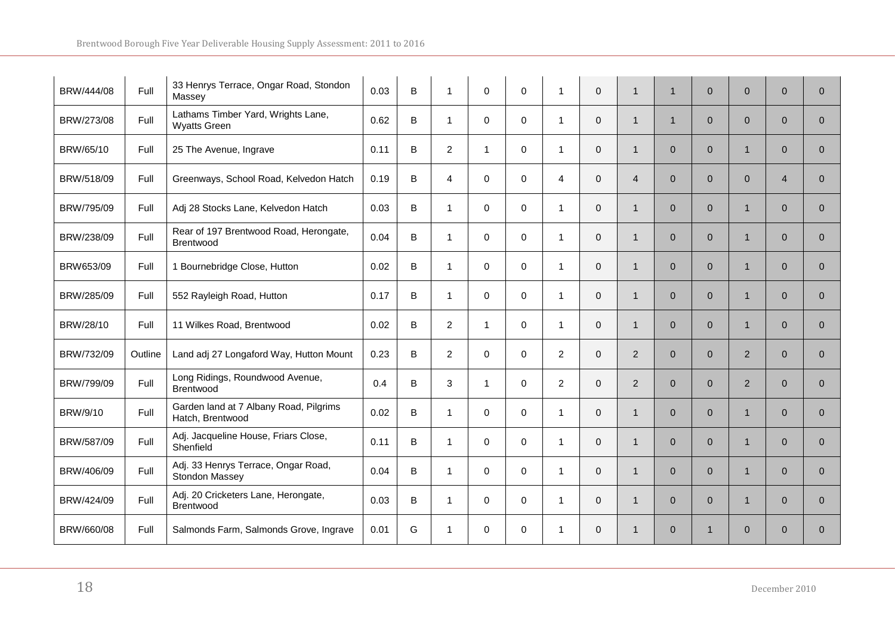| | | | | | | | | | | | | | | | | |
|---|---|---|---|---|---|---|---|---|---|---|---|---|---|---|---|---|
| BRW/444/08 | Full | 33 Henrys Terrace, Ongar Road, Stondon Massey | 0.03 | B | 1 | 0 | 0 | 1 | 0 | 1 | 1 | 0 | 0 | 0 | 0 |
| BRW/273/08 | Full | Lathams Timber Yard, Wrights Lane, Wyatts Green | 0.62 | B | 1 | 0 | 0 | 1 | 0 | 1 | 1 | 0 | 0 | 0 | 0 |
| BRW/65/10 | Full | 25 The Avenue, Ingrave | 0.11 | B | 2 | 1 | 0 | 1 | 0 | 1 | 0 | 0 | 1 | 0 | 0 |
| BRW/518/09 | Full | Greenways, School Road, Kelvedon Hatch | 0.19 | B | 4 | 0 | 0 | 4 | 0 | 4 | 0 | 0 | 0 | 4 | 0 |
| BRW/795/09 | Full | Adj 28 Stocks Lane, Kelvedon Hatch | 0.03 | B | 1 | 0 | 0 | 1 | 0 | 1 | 0 | 0 | 1 | 0 | 0 |
| BRW/238/09 | Full | Rear of 197 Brentwood Road, Herongate, Brentwood | 0.04 | B | 1 | 0 | 0 | 1 | 0 | 1 | 0 | 0 | 1 | 0 | 0 |
| BRW653/09 | Full | 1 Bournebridge Close, Hutton | 0.02 | B | 1 | 0 | 0 | 1 | 0 | 1 | 0 | 0 | 1 | 0 | 0 |
| BRW/285/09 | Full | 552 Rayleigh Road, Hutton | 0.17 | B | 1 | 0 | 0 | 1 | 0 | 1 | 0 | 0 | 1 | 0 | 0 |
| BRW/28/10 | Full | 11 Wilkes Road, Brentwood | 0.02 | B | 2 | 1 | 0 | 1 | 0 | 1 | 0 | 0 | 1 | 0 | 0 |
| BRW/732/09 | Outline | Land adj 27 Longaford Way, Hutton Mount | 0.23 | B | 2 | 0 | 0 | 2 | 0 | 2 | 0 | 0 | 2 | 0 | 0 |
| BRW/799/09 | Full | Long Ridings, Roundwood Avenue, Brentwood | 0.4 | B | 3 | 1 | 0 | 2 | 0 | 2 | 0 | 0 | 2 | 0 | 0 |
| BRW/9/10 | Full | Garden land at 7 Albany Road, Pilgrims Hatch, Brentwood | 0.02 | B | 1 | 0 | 0 | 1 | 0 | 1 | 0 | 0 | 1 | 0 | 0 |
| BRW/587/09 | Full | Adj. Jacqueline House, Friars Close, Shenfield | 0.11 | B | 1 | 0 | 0 | 1 | 0 | 1 | 0 | 0 | 1 | 0 | 0 |
| BRW/406/09 | Full | Adj. 33 Henrys Terrace, Ongar Road, Stondon Massey | 0.04 | B | 1 | 0 | 0 | 1 | 0 | 1 | 0 | 0 | 1 | 0 | 0 |
| BRW/424/09 | Full | Adj. 20 Cricketers Lane, Herongate, Brentwood | 0.03 | B | 1 | 0 | 0 | 1 | 0 | 1 | 0 | 0 | 1 | 0 | 0 |
| BRW/660/08 | Full | Salmonds Farm, Salmonds Grove, Ingrave | 0.01 | G | 1 | 0 | 0 | 1 | 0 | 1 | 0 | 1 | 0 | 0 | 0 |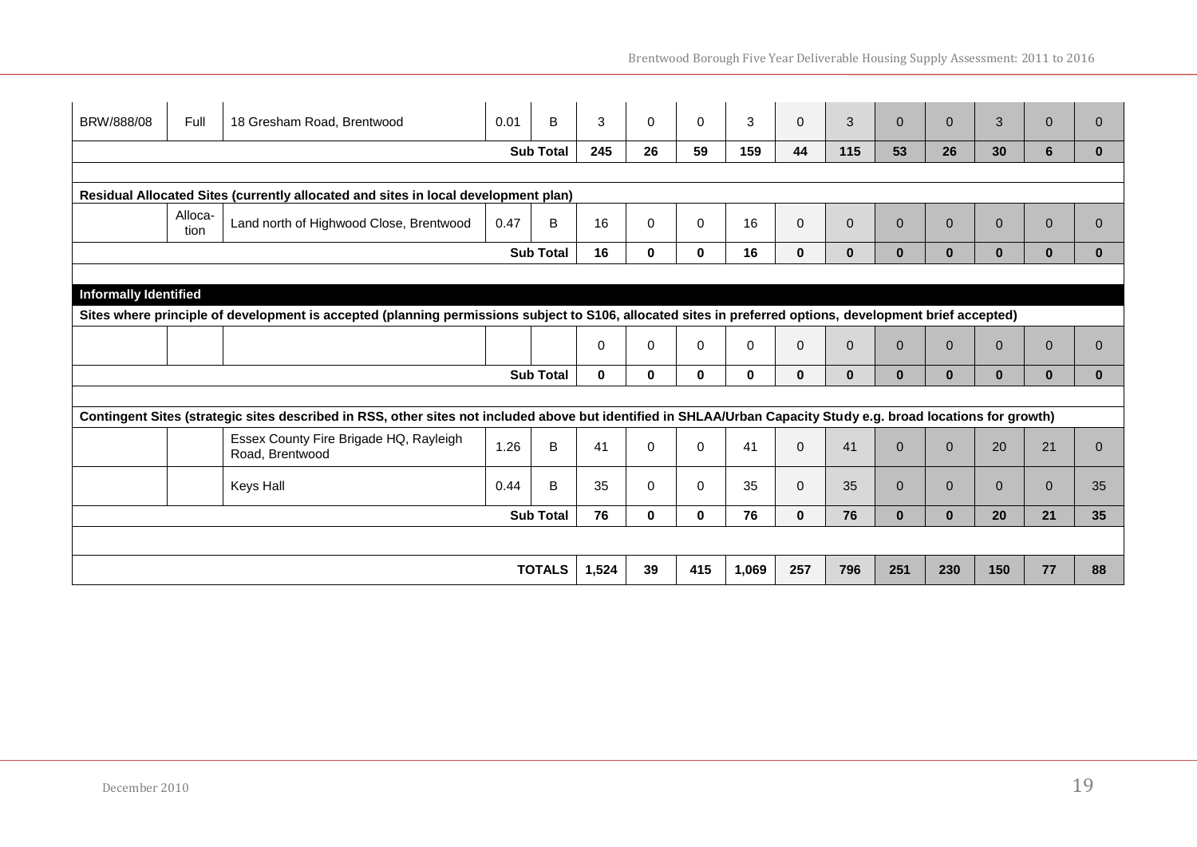| | | | | | | | | | | | | | | | | |
|---|---|---|---|---|---|---|---|---|---|---|---|---|---|---|---|---|
| BRW/888/08 | Full | 18 Gresham Road, Brentwood | 0.01 | B | 3 | 0 | 0 | 3 | 0 | 3 | 0 | 0 | 3 | 0 | 0 |
| | | | | **Sub Total** | **245** | **26** | **59** | **159** | **44** | **115** | **53** | **26** | **30** | **6** | **0** |
| | | | | | | | | | | | | | | | |
| **Residual Allocated Sites (currently allocated and sites in local development plan)** | | | | | | | | | | | | | | | |
| | Alloca-tion | Land north of Highwood Close, Brentwood | 0.47 | B | 16 | 0 | 0 | 16 | 0 | 0 | 0 | 0 | 0 | 0 | 0 |
| | | | | **Sub Total** | **16** | **0** | **0** | **16** | **0** | **0** | **0** | **0** | **0** | **0** | **0** |
| | | | | | | | | | | | | | | | |
| **Informally Identified** | | | | | | | | | | | | | | | |
| **Sites where principle of development is accepted (planning permissions subject to S106, allocated sites in preferred options, development brief accepted)** | | | | | | | | | | | | | | | |
| | | | | | 0 | 0 | 0 | 0 | 0 | 0 | 0 | 0 | 0 | 0 | 0 |
| | | | | **Sub Total** | **0** | **0** | **0** | **0** | **0** | **0** | **0** | **0** | **0** | **0** | **0** |
| | | | | | | | | | | | | | | | |
| **Contingent Sites (strategic sites described in RSS, other sites not included above but identified in SHLAA/Urban Capacity Study e.g. broad locations for growth)** | | | | | | | | | | | | | | | |
| | | Essex County Fire Brigade HQ, Rayleigh Road, Brentwood | 1.26 | B | 41 | 0 | 0 | 41 | 0 | 41 | 0 | 0 | 20 | 21 | 0 |
| | | Keys Hall | 0.44 | B | 35 | 0 | 0 | 35 | 0 | 35 | 0 | 0 | 0 | 0 | 35 |
| | | | | **Sub Total** | **76** | **0** | **0** | **76** | **0** | **76** | **0** | **0** | **20** | **21** | **35** |
| | | | | | | | | | | | | | | | |
| | | | | **TOTALS** | **1,524** | **39** | **415** | **1,069** | **257** | **796** | **251** | **230** | **150** | **77** | **88** |